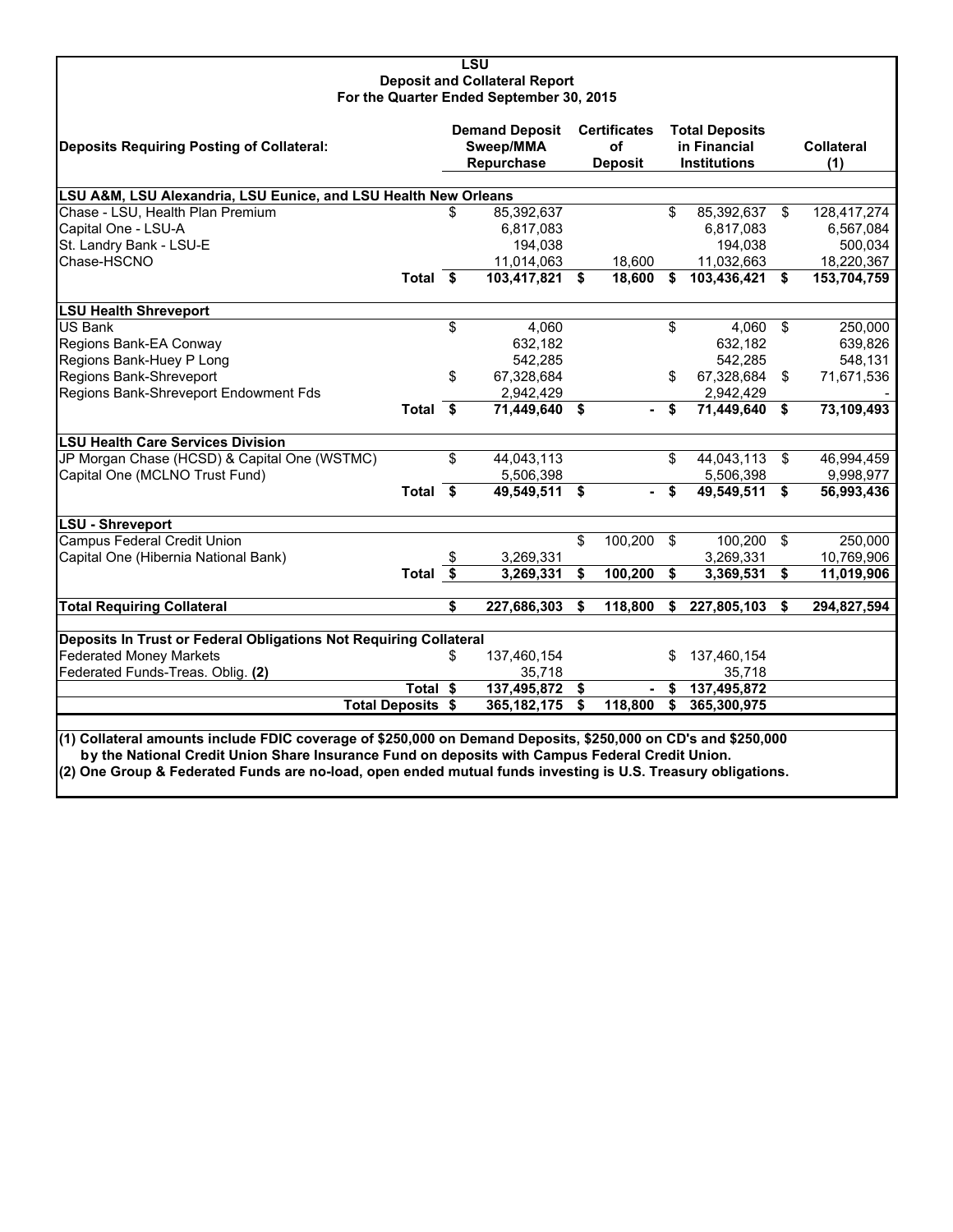# LSU
## Deposit and Collateral Report
### For the Quarter Ended September 30, 2015

| Deposits Requiring Posting of Collateral: | | Demand Deposit Sweep/MMA Repurchase | Certificates of Deposit | Total Deposits in Financial Institutions | Collateral (1) |
|---|---|---|---|---|---|
| **LSU A&M, LSU Alexandria, LSU Eunice, and LSU Health New Orleans** | | | | | |
| Chase - LSU, Health Plan Premium | | $ 85,392,637 | | $ 85,392,637 | $ 128,417,274 |
| Capital One - LSU-A | | 6,817,083 | | 6,817,083 | 6,567,084 |
| St. Landry Bank - LSU-E | | 194,038 | | 194,038 | 500,034 |
| Chase-HSCNO | | 11,014,063 | 18,600 | 11,032,663 | 18,220,367 |
| | **Total** | **$ 103,417,821** | **$ 18,600** | **$ 103,436,421** | **$ 153,704,759** |
| **LSU Health Shreveport** | | | | | |
| US Bank | | $ 4,060 | | $ 4,060 | $ 250,000 |
| Regions Bank-EA Conway | | 632,182 | | 632,182 | 639,826 |
| Regions Bank-Huey P Long | | 542,285 | | 542,285 | 548,131 |
| Regions Bank-Shreveport | | $ 67,328,684 | | $ 67,328,684 | $ 71,671,536 |
| Regions Bank-Shreveport Endowment Fds | | 2,942,429 | | 2,942,429 | - |
| | **Total** | **$ 71,449,640** | **$ -** | **$ 71,449,640** | **$ 73,109,493** |
| **LSU Health Care Services Division** | | | | | |
| JP Morgan Chase (HCSD) & Capital One (WSTMC) | | $ 44,043,113 | | $ 44,043,113 | $ 46,994,459 |
| Capital One (MCLNO Trust Fund) | | 5,506,398 | | 5,506,398 | 9,998,977 |
| | **Total** | **$ 49,549,511** | **$ -** | **$ 49,549,511** | **$ 56,993,436** |
| **LSU - Shreveport** | | | | | |
| Campus Federal Credit Union | | | $ 100,200 | $ 100,200 | $ 250,000 |
| Capital One (Hibernia National Bank) | | $ 3,269,331 | | 3,269,331 | 10,769,906 |
| | **Total** | **$ 3,269,331** | **$ 100,200** | **$ 3,369,531** | **$ 11,019,906** |
| **Total Requiring Collateral** | | **$ 227,686,303** | **$ 118,800** | **$ 227,805,103** | **$ 294,827,594** |
| **Deposits In Trust or Federal Obligations Not Requiring Collateral** | | | | | |
| Federated Money Markets | | $ 137,460,154 | | $ 137,460,154 | |
| Federated Funds-Treas. Oblig. **(2)** | | 35,718 | | 35,718 | |
| | **Total** | **$ 137,495,872** | **$ -** | **$ 137,495,872** | |
| | **Total Deposits** | **$ 365,182,175** | **$ 118,800** | **$ 365,300,975** | |

**(1) Collateral amounts include FDIC coverage of $250,000 on Demand Deposits, $250,000 on CD's and $250,000 by the National Credit Union Share Insurance Fund on deposits with Campus Federal Credit Union.**

**(2) One Group & Federated Funds are no-load, open ended mutual funds investing is U.S. Treasury obligations.**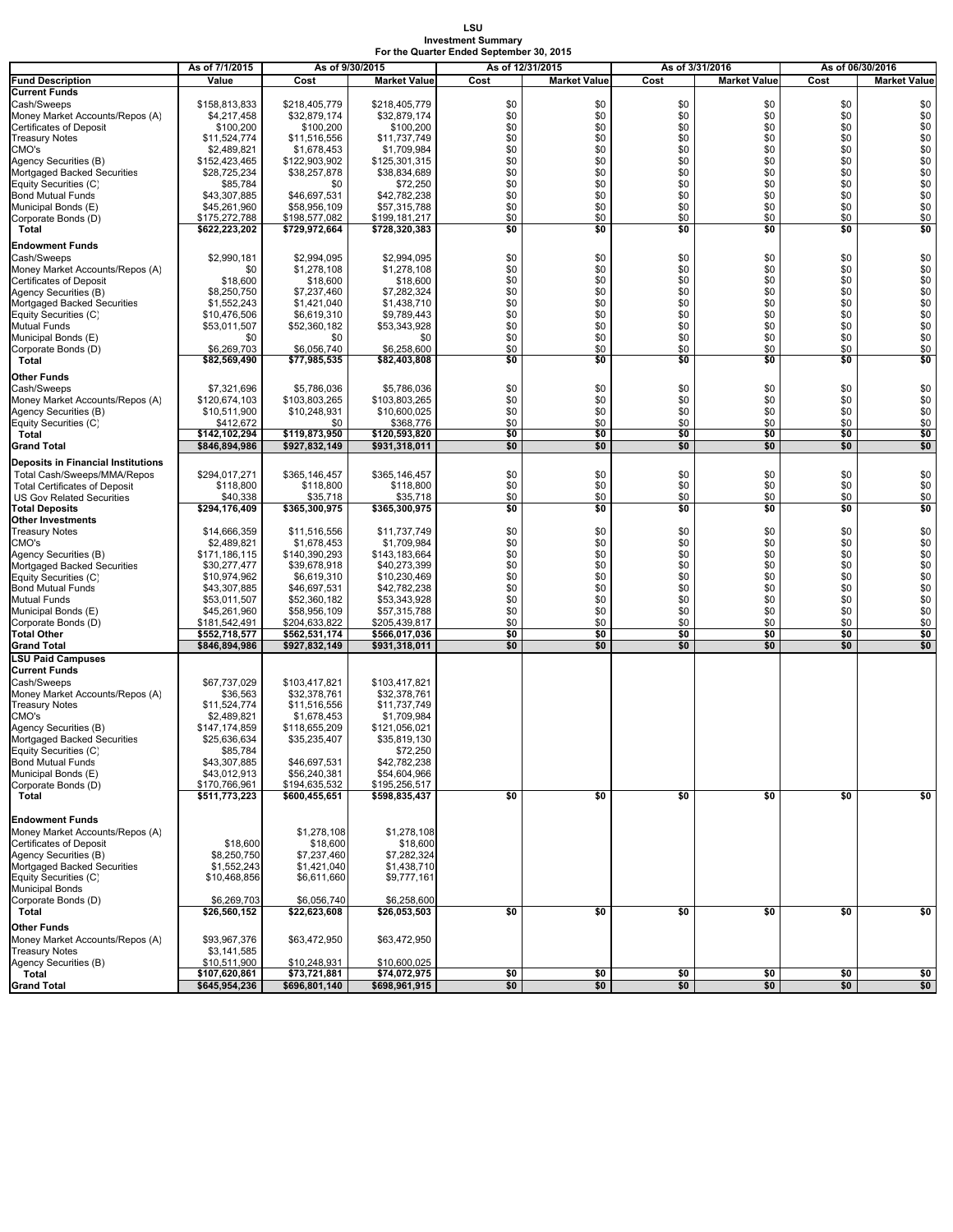# LSU
## Investment Summary
### For the Quarter Ended September 30, 2015

| | As of 7/1/2015 | As of 9/30/2015 | | As of 12/31/2015 | | As of 3/31/2016 | | As of 06/30/2016 | |
|---|---|---|---|---|---|---|---|---|---|
| **Fund Description** | **Value** | **Cost** | **Market Value** | **Cost** | **Market Value** | **Cost** | **Market Value** | **Cost** | **Market Value** |
| **Current Funds** | | | | | | | | | |
| Cash/Sweeps | $158,813,833 | $218,405,779 | $218,405,779 | $0 | $0 | $0 | $0 | $0 | $0 |
| Money Market Accounts/Repos (A) | $4,217,458 | $32,879,174 | $32,879,174 | $0 | $0 | $0 | $0 | $0 | $0 |
| Certificates of Deposit | $100,200 | $100,200 | $100,200 | $0 | $0 | $0 | $0 | $0 | $0 |
| Treasury Notes | $11,524,774 | $11,516,556 | $11,737,749 | $0 | $0 | $0 | $0 | $0 | $0 |
| CMO's | $2,489,821 | $1,678,453 | $1,709,984 | $0 | $0 | $0 | $0 | $0 | $0 |
| Agency Securities (B) | $152,423,465 | $122,903,902 | $125,301,315 | $0 | $0 | $0 | $0 | $0 | $0 |
| Mortgaged Backed Securities | $28,725,234 | $38,257,878 | $38,834,689 | $0 | $0 | $0 | $0 | $0 | $0 |
| Equity Securities (C) | $85,784 | $0 | $72,250 | $0 | $0 | $0 | $0 | $0 | $0 |
| Bond Mutual Funds | $43,307,885 | $46,697,531 | $42,782,238 | $0 | $0 | $0 | $0 | $0 | $0 |
| Municipal Bonds (E) | $45,261,960 | $58,956,109 | $57,315,788 | $0 | $0 | $0 | $0 | $0 | $0 |
| Corporate Bonds (D) | $175,272,788 | $198,577,082 | $199,181,217 | $0 | $0 | $0 | $0 | $0 | $0 |
| **Total** | **$622,223,202** | **$729,972,664** | **$728,320,383** | **$0** | **$0** | **$0** | **$0** | **$0** | **$0** |
| **Endowment Funds** | | | | | | | | | |
| Cash/Sweeps | $2,990,181 | $2,994,095 | $2,994,095 | $0 | $0 | $0 | $0 | $0 | $0 |
| Money Market Accounts/Repos (A) | $0 | $1,278,108 | $1,278,108 | $0 | $0 | $0 | $0 | $0 | $0 |
| Certificates of Deposit | $18,600 | $18,600 | $18,600 | $0 | $0 | $0 | $0 | $0 | $0 |
| Agency Securities (B) | $8,250,750 | $7,237,460 | $7,282,324 | $0 | $0 | $0 | $0 | $0 | $0 |
| Mortgaged Backed Securities | $1,552,243 | $1,421,040 | $1,438,710 | $0 | $0 | $0 | $0 | $0 | $0 |
| Equity Securities (C) | $10,476,506 | $6,619,310 | $9,789,443 | $0 | $0 | $0 | $0 | $0 | $0 |
| Mutual Funds | $53,011,507 | $52,360,182 | $53,343,928 | $0 | $0 | $0 | $0 | $0 | $0 |
| Municipal Bonds (E) | $0 | $0 | $0 | $0 | $0 | $0 | $0 | $0 | $0 |
| Corporate Bonds (D) | $6,269,703 | $6,056,740 | $6,258,600 | $0 | $0 | $0 | $0 | $0 | $0 |
| **Total** | **$82,569,490** | **$77,985,535** | **$82,403,808** | **$0** | **$0** | **$0** | **$0** | **$0** | **$0** |
| **Other Funds** | | | | | | | | | |
| Cash/Sweeps | $7,321,696 | $5,786,036 | $5,786,036 | $0 | $0 | $0 | $0 | $0 | $0 |
| Money Market Accounts/Repos (A) | $120,674,103 | $103,803,265 | $103,803,265 | $0 | $0 | $0 | $0 | $0 | $0 |
| Agency Securities (B) | $10,511,900 | $10,248,931 | $10,600,025 | $0 | $0 | $0 | $0 | $0 | $0 |
| Equity Securities (C) | $412,672 | $0 | $368,776 | $0 | $0 | $0 | $0 | $0 | $0 |
| **Total** | **$142,102,294** | **$119,873,950** | **$120,593,820** | **$0** | **$0** | **$0** | **$0** | **$0** | **$0** |
| **Grand Total** | **$846,894,986** | **$927,832,149** | **$931,318,011** | **$0** | **$0** | **$0** | **$0** | **$0** | **$0** |
| **Deposits in Financial Institutions** | | | | | | | | | |
| Total Cash/Sweeps/MMA/Repos | $294,017,271 | $365,146,457 | $365,146,457 | $0 | $0 | $0 | $0 | $0 | $0 |
| Total Certificates of Deposit | $118,800 | $118,800 | $118,800 | $0 | $0 | $0 | $0 | $0 | $0 |
| US Gov Related Securities | $40,338 | $35,718 | $35,718 | $0 | $0 | $0 | $0 | $0 | $0 |
| **Total Deposits** | **$294,176,409** | **$365,300,975** | **$365,300,975** | **$0** | **$0** | **$0** | **$0** | **$0** | **$0** |
| **Other Investments** | | | | | | | | | |
| Treasury Notes | $14,666,359 | $11,516,556 | $11,737,749 | $0 | $0 | $0 | $0 | $0 | $0 |
| CMO's | $2,489,821 | $1,678,453 | $1,709,984 | $0 | $0 | $0 | $0 | $0 | $0 |
| Agency Securities (B) | $171,186,115 | $140,390,293 | $143,183,664 | $0 | $0 | $0 | $0 | $0 | $0 |
| Mortgaged Backed Securities | $30,277,477 | $39,678,918 | $40,273,399 | $0 | $0 | $0 | $0 | $0 | $0 |
| Equity Securities (C) | $10,974,962 | $6,619,310 | $10,230,469 | $0 | $0 | $0 | $0 | $0 | $0 |
| Bond Mutual Funds | $43,307,885 | $46,697,531 | $42,782,238 | $0 | $0 | $0 | $0 | $0 | $0 |
| Mutual Funds | $53,011,507 | $52,360,182 | $53,343,928 | $0 | $0 | $0 | $0 | $0 | $0 |
| Municipal Bonds (E) | $45,261,960 | $58,956,109 | $57,315,788 | $0 | $0 | $0 | $0 | $0 | $0 |
| Corporate Bonds (D) | $181,542,491 | $204,633,822 | $205,439,817 | $0 | $0 | $0 | $0 | $0 | $0 |
| **Total Other** | **$552,718,577** | **$562,531,174** | **$566,017,036** | **$0** | **$0** | **$0** | **$0** | **$0** | **$0** |
| **Grand Total** | **$846,894,986** | **$927,832,149** | **$931,318,011** | **$0** | **$0** | **$0** | **$0** | **$0** | **$0** |
| **LSU Paid Campuses** | | | | | | | | | |
| **Current Funds** | | | | | | | | | |
| Cash/Sweeps | $67,737,029 | $103,417,821 | $103,417,821 | | | | | | |
| Money Market Accounts/Repos (A) | $36,563 | $32,378,761 | $32,378,761 | | | | | | |
| Treasury Notes | $11,524,774 | $11,516,556 | $11,737,749 | | | | | | |
| CMO's | $2,489,821 | $1,678,453 | $1,709,984 | | | | | | |
| Agency Securities (B) | $147,174,859 | $118,655,209 | $121,056,021 | | | | | | |
| Mortgaged Backed Securities | $25,636,634 | $35,235,407 | $35,819,130 | | | | | | |
| Equity Securities (C) | $85,784 | | $72,250 | | | | | | |
| Bond Mutual Funds | $43,307,885 | $46,697,531 | $42,782,238 | | | | | | |
| Municipal Bonds (E) | $43,012,913 | $56,240,381 | $54,604,966 | | | | | | |
| Corporate Bonds (D) | $170,766,961 | $194,635,532 | $195,256,517 | | | | | | |
| **Total** | **$511,773,223** | **$600,455,651** | **$598,835,437** | **$0** | **$0** | **$0** | **$0** | **$0** | **$0** |
| **Endowment Funds** | | | | | | | | | |
| Money Market Accounts/Repos (A) | | $1,278,108 | $1,278,108 | | | | | | |
| Certificates of Deposit | $18,600 | $18,600 | $18,600 | | | | | | |
| Agency Securities (B) | $8,250,750 | $7,237,460 | $7,282,324 | | | | | | |
| Mortgaged Backed Securities | $1,552,243 | $1,421,040 | $1,438,710 | | | | | | |
| Equity Securities (C) | $10,468,856 | $6,611,660 | $9,777,161 | | | | | | |
| Municipal Bonds | | | | | | | | | |
| Corporate Bonds (D) | $6,269,703 | $6,056,740 | $6,258,600 | | | | | | |
| **Total** | **$26,560,152** | **$22,623,608** | **$26,053,503** | **$0** | **$0** | **$0** | **$0** | **$0** | **$0** |
| **Other Funds** | | | | | | | | | |
| Money Market Accounts/Repos (A) | $93,967,376 | $63,472,950 | $63,472,950 | | | | | | |
| Treasury Notes | $3,141,585 | | | | | | | | |
| Agency Securities (B) | $10,511,900 | $10,248,931 | $10,600,025 | | | | | | |
| **Total** | **$107,620,861** | **$73,721,881** | **$74,072,975** | **$0** | **$0** | **$0** | **$0** | **$0** | **$0** |
| **Grand Total** | **$645,954,236** | **$696,801,140** | **$698,961,915** | **$0** | **$0** | **$0** | **$0** | **$0** | **$0** |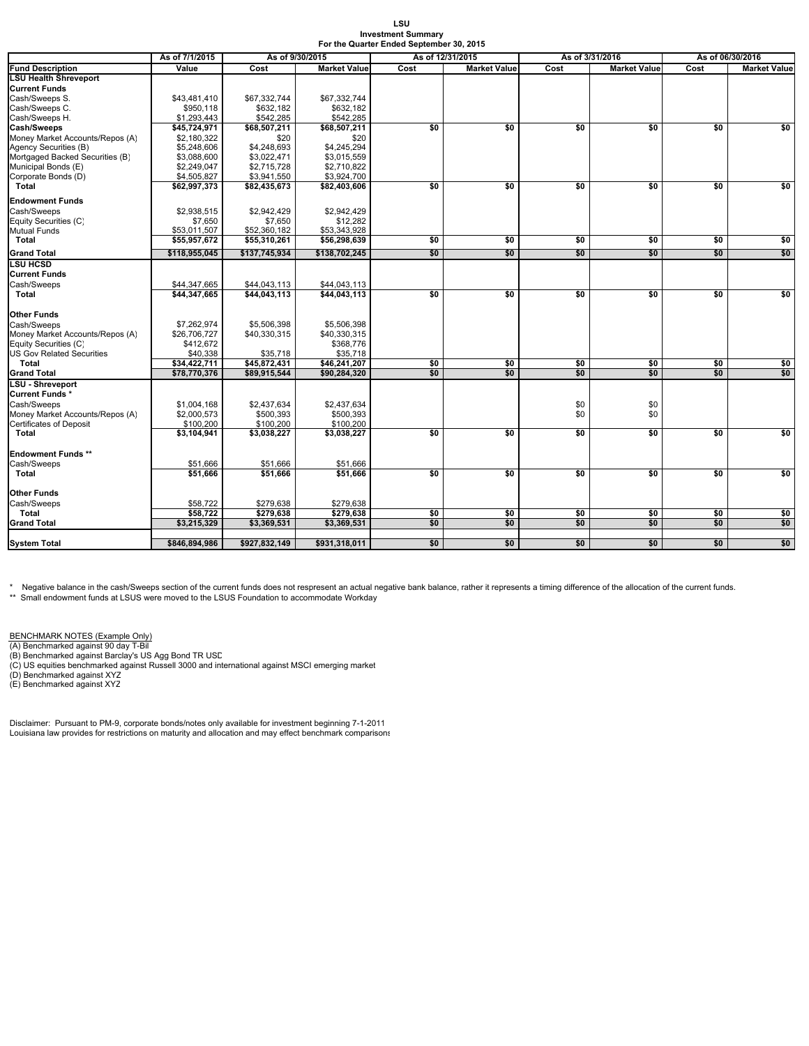**LSU**
**Investment Summary**
**For the Quarter Ended September 30, 2015**

| | As of 7/1/2015 | As of 9/30/2015 | | As of 12/31/2015 | | As of 3/31/2016 | | As of 06/30/2016 | |
|---|---|---|---|---|---|---|---|---|---|
| **Fund Description** | **Value** | **Cost** | **Market Value** | **Cost** | **Market Value** | **Cost** | **Market Value** | **Cost** | **Market Value** |
| **LSU Health Shreveport** | | | | | | | | | |
| **Current Funds** | | | | | | | | | |
| Cash/Sweeps S. | $43,481,410 | $67,332,744 | $67,332,744 | | | | | | |
| Cash/Sweeps C. | $950,118 | $632,182 | $632,182 | | | | | | |
| Cash/Sweeps H. | $1,293,443 | $542,285 | $542,285 | | | | | | |
| **Cash/Sweeps** | **$45,724,971** | **$68,507,211** | **$68,507,211** | **$0** | **$0** | **$0** | **$0** | **$0** | **$0** |
| Money Market Accounts/Repos (A) | $2,180,322 | $20 | $20 | | | | | | |
| Agency Securities (B) | $5,248,606 | $4,248,693 | $4,245,294 | | | | | | |
| Mortgaged Backed Securities (B) | $3,088,600 | $3,022,471 | $3,015,559 | | | | | | |
| Municipal Bonds (E) | $2,249,047 | $2,715,728 | $2,710,822 | | | | | | |
| Corporate Bonds (D) | $4,505,827 | $3,941,550 | $3,924,700 | | | | | | |
| **Total** | **$62,997,373** | **$82,435,673** | **$82,403,606** | **$0** | **$0** | **$0** | **$0** | **$0** | **$0** |
| **Endowment Funds** | | | | | | | | | |
| Cash/Sweeps | $2,938,515 | $2,942,429 | $2,942,429 | | | | | | |
| Equity Securities (C) | $7,650 | $7,650 | $12,282 | | | | | | |
| Mutual Funds | $53,011,507 | $52,360,182 | $53,343,928 | | | | | | |
| **Total** | **$55,957,672** | **$55,310,261** | **$56,298,639** | **$0** | **$0** | **$0** | **$0** | **$0** | **$0** |
| **Grand Total** | **$118,955,045** | **$137,745,934** | **$138,702,245** | **$0** | **$0** | **$0** | **$0** | **$0** | **$0** |
| **LSU HCSD** | | | | | | | | | |
| **Current Funds** | | | | | | | | | |
| Cash/Sweeps | $44,347,665 | $44,043,113 | $44,043,113 | | | | | | |
| **Total** | **$44,347,665** | **$44,043,113** | **$44,043,113** | **$0** | **$0** | **$0** | **$0** | **$0** | **$0** |
| **Other Funds** | | | | | | | | | |
| Cash/Sweeps | $7,262,974 | $5,506,398 | $5,506,398 | | | | | | |
| Money Market Accounts/Repos (A) | $26,706,727 | $40,330,315 | $40,330,315 | | | | | | |
| Equity Securities (C) | $412,672 | | $368,776 | | | | | | |
| US Gov Related Securities | $40,338 | $35,718 | $35,718 | | | | | | |
| **Total** | **$34,422,711** | **$45,872,431** | **$46,241,207** | **$0** | **$0** | **$0** | **$0** | **$0** | **$0** |
| **Grand Total** | **$78,770,376** | **$89,915,544** | **$90,284,320** | **$0** | **$0** | **$0** | **$0** | **$0** | **$0** |
| **LSU - Shreveport** | | | | | | | | | |
| **Current Funds *** | | | | | | | | | |
| Cash/Sweeps | $1,004,168 | $2,437,634 | $2,437,634 | | | $0 | $0 | | |
| Money Market Accounts/Repos (A) | $2,000,573 | $500,393 | $500,393 | | | $0 | $0 | | |
| Certificates of Deposit | $100,200 | $100,200 | $100,200 | | | | | | |
| **Total** | **$3,104,941** | **$3,038,227** | **$3,038,227** | **$0** | **$0** | **$0** | **$0** | **$0** | **$0** |
| **Endowment Funds **** | | | | | | | | | |
| Cash/Sweeps | $51,666 | $51,666 | $51,666 | | | | | | |
| **Total** | **$51,666** | **$51,666** | **$51,666** | **$0** | **$0** | **$0** | **$0** | **$0** | **$0** |
| **Other Funds** | | | | | | | | | |
| Cash/Sweeps | $58,722 | $279,638 | $279,638 | | | | | | |
| **Total** | **$58,722** | **$279,638** | **$279,638** | **$0** | **$0** | **$0** | **$0** | **$0** | **$0** |
| **Grand Total** | **$3,215,329** | **$3,369,531** | **$3,369,531** | **$0** | **$0** | **$0** | **$0** | **$0** | **$0** |
| **System Total** | **$846,894,986** | **$927,832,149** | **$931,318,011** | **$0** | **$0** | **$0** | **$0** | **$0** | **$0** |

\* Negative balance in the cash/Sweeps section of the current funds does not respresent an actual negative bank balance, rather it represents a timing difference of the allocation of the current funds.
** Small endowment funds at LSUS were moved to the LSUS Foundation to accommodate Workday

BENCHMARK NOTES (Example Only)
(A) Benchmarked against 90 day T-Bil
(B) Benchmarked against Barclay's US Agg Bond TR USD
(C) US equities benchmarked against Russell 3000 and international against MSCI emerging market
(D) Benchmarked against XYZ
(E) Benchmarked against XYZ

Disclaimer: Pursuant to PM-9, corporate bonds/notes only available for investment beginning 7-1-2011
Louisiana law provides for restrictions on maturity and allocation and may effect benchmark comparisons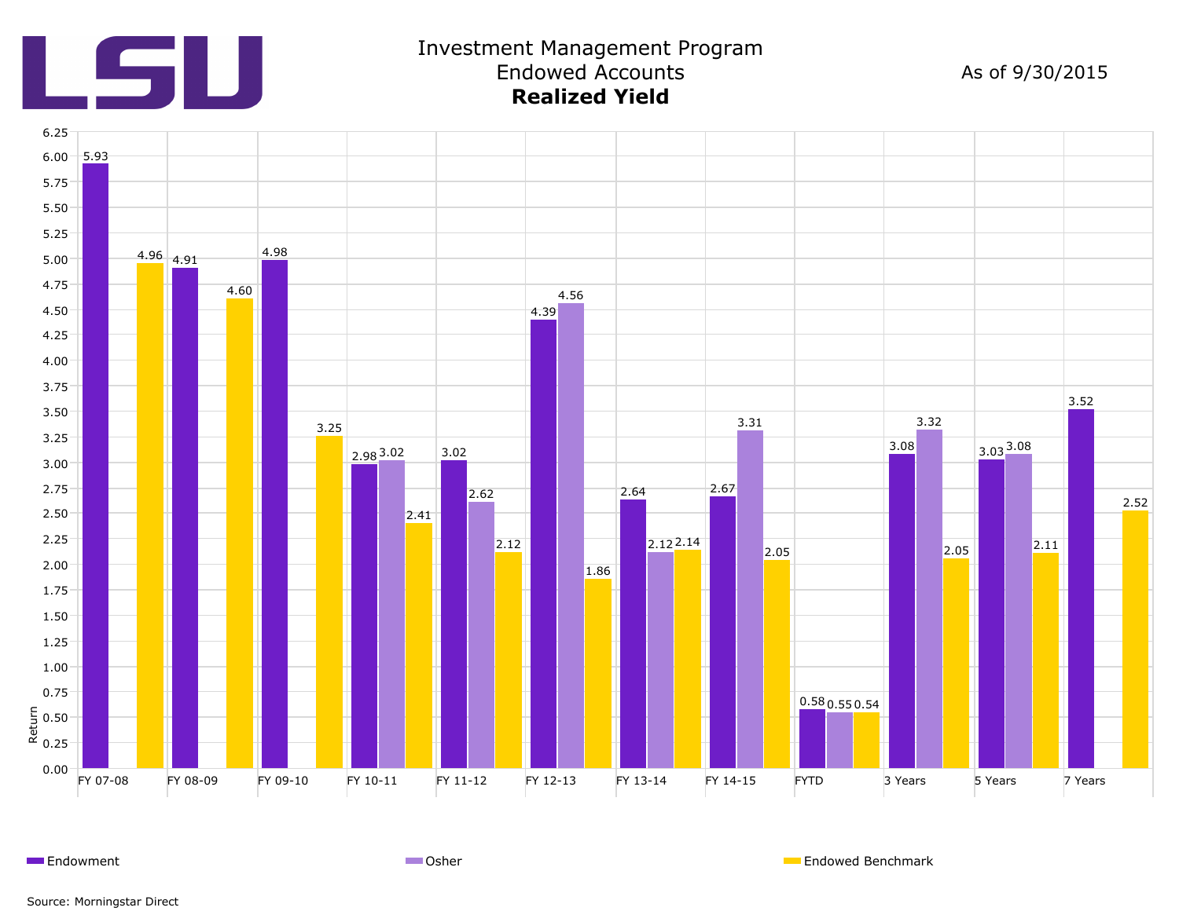LSU

# Investment Management Program
## Endowed Accounts
## **Realized Yield**

As of 9/30/2015

| Period | Endowment | Osher | Endowed Benchmark |
|---|---|---|---|
| FY 07-08 | 5.93 | | 4.96 |
| FY 08-09 | 4.91 | | 4.60 |
| FY 09-10 | 4.98 | | 3.25 |
| FY 10-11 | 2.98 | 3.02 | 2.41 |
| FY 11-12 | 3.02 | 2.62 | 2.12 |
| FY 12-13 | 4.39 | 4.56 | 1.86 |
| FY 13-14 | 2.64 | 2.12 | 2.14 |
| FY 14-15 | 2.67 | 3.31 | 2.05 |
| FYTD | 0.58 | 0.55 | 0.54 |
| 3 Years | 3.08 | 3.32 | 2.05 |
| 5 Years | 3.03 | 3.08 | 2.11 |
| 7 Years | 3.52 | | 2.52 |

Return

Source: Morningstar Direct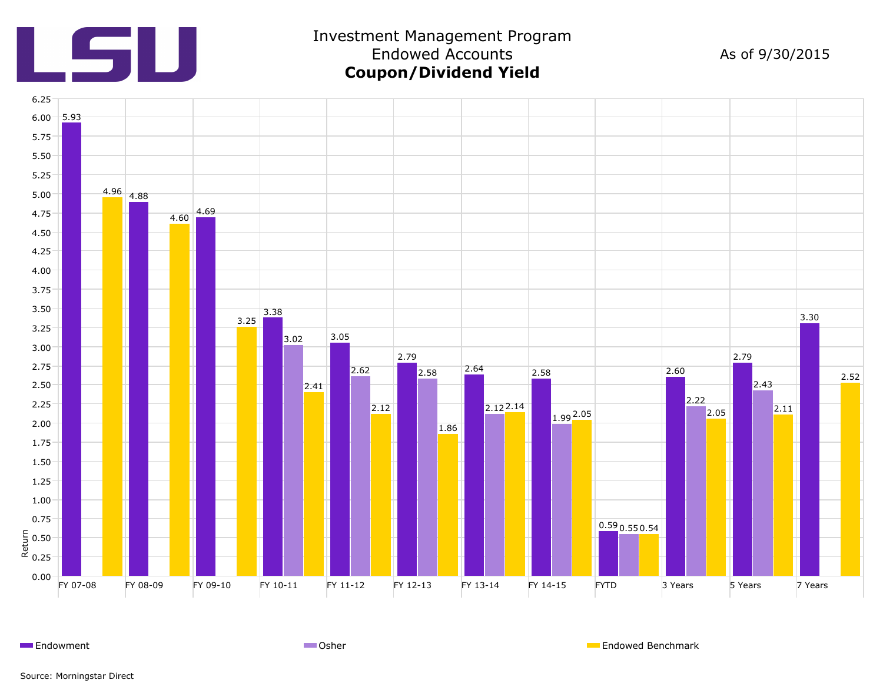# Investment Management Program
## Endowed Accounts
### **Coupon/Dividend Yield**

As of 9/30/2015

| Period | Endowment | Osher | Endowed Benchmark |
|---|---|---|---|
| FY 07-08 | 5.93 | | 4.96 |
| FY 08-09 | 4.88 | | 4.60 |
| FY 09-10 | 4.69 | | 3.25 |
| FY 10-11 | 3.38 | 3.02 | 2.41 |
| FY 11-12 | 3.05 | 2.62 | 2.12 |
| FY 12-13 | 2.79 | 2.58 | 1.86 |
| FY 13-14 | 2.64 | 2.12 | 2.14 |
| FY 14-15 | 2.58 | 1.99 | 2.05 |
| FYTD | 0.59 | 0.55 | 0.54 |
| 3 Years | 2.60 | 2.22 | 2.05 |
| 5 Years | 2.79 | 2.43 | 2.11 |
| 7 Years | 3.30 | | 2.52 |

Source: Morningstar Direct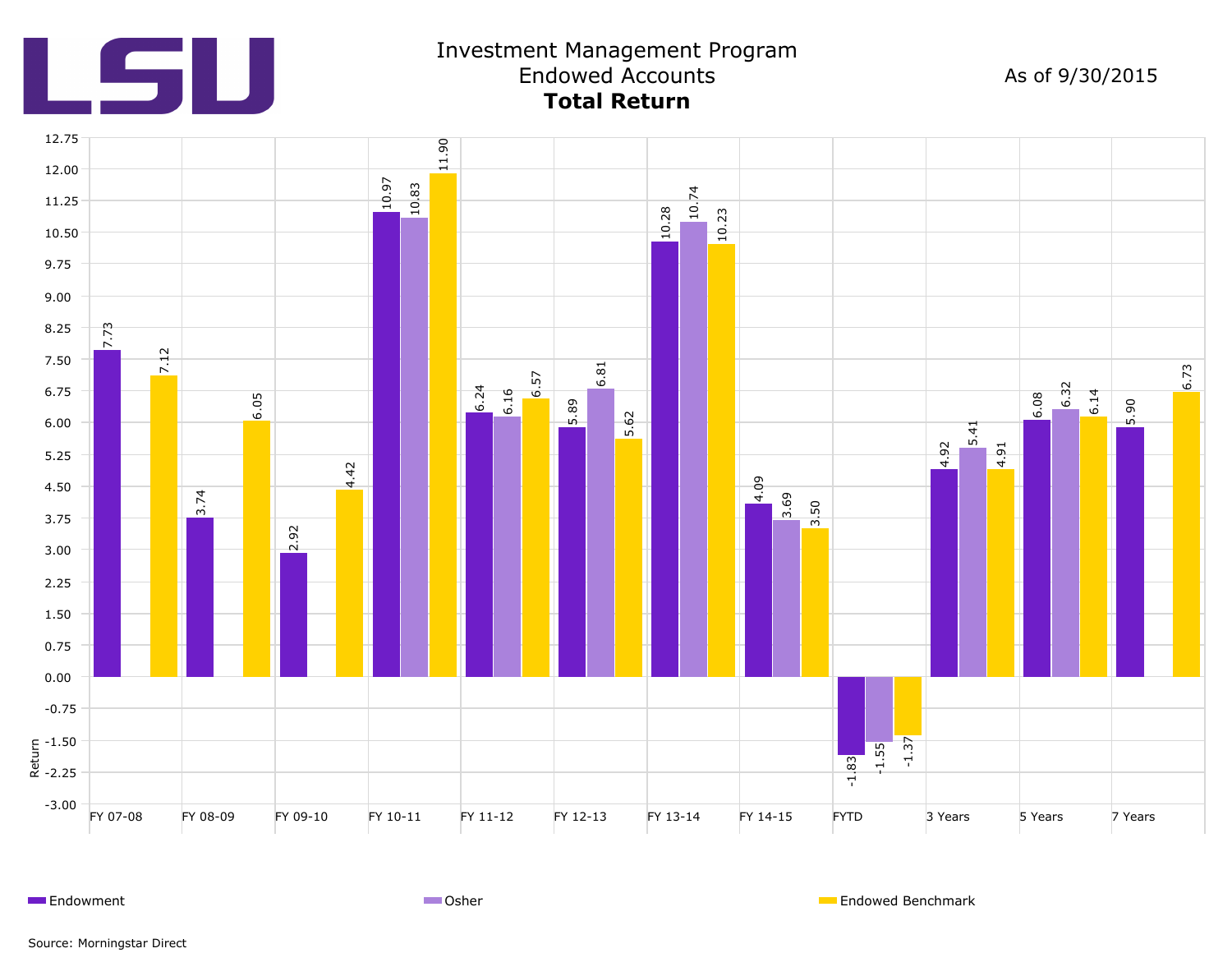# Investment Management Program
## Endowed Accounts
### **Total Return**

As of 9/30/2015

| Period | Endowment | Osher | Endowed Benchmark |
|---|---|---|---|
| FY 07-08 | 7.73 | | 7.12 |
| FY 08-09 | 3.74 | | 6.05 |
| FY 09-10 | 2.92 | | 4.42 |
| FY 10-11 | 10.97 | 10.83 | 11.90 |
| FY 11-12 | 6.24 | 6.16 | 6.57 |
| FY 12-13 | 5.89 | 6.81 | 5.62 |
| FY 13-14 | 10.28 | 10.74 | 10.23 |
| FY 14-15 | 4.09 | 3.69 | 3.50 |
| FYTD | -1.83 | -1.55 | -1.37 |
| 3 Years | 4.92 | 5.41 | 4.91 |
| 5 Years | 6.08 | 6.32 | 6.14 |
| 7 Years | 5.90 | | 6.73 |

Source: Morningstar Direct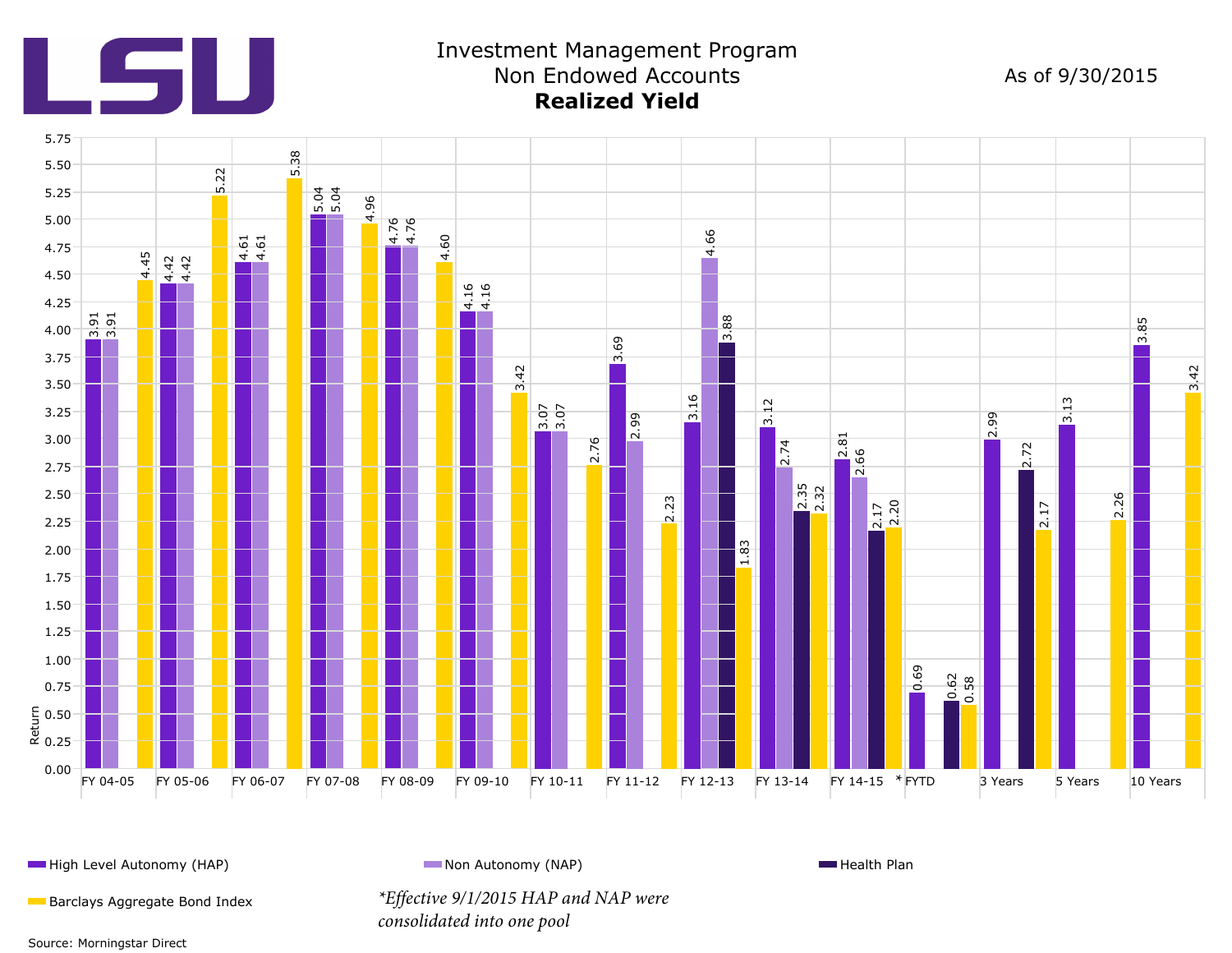# Investment Management Program

## Non Endowed Accounts

### **Realized Yield**

As of 9/30/2015

| Period | High Level Autonomy (HAP) | Non Autonomy (NAP) | Health Plan | Barclays Aggregate Bond Index |
|---|---|---|---|---|
| FY 04-05 | 3.91 | 3.91 | | 4.45 |
| FY 05-06 | 4.42 | 4.42 | | 5.22 |
| FY 06-07 | 4.61 | 4.61 | | 5.38 |
| FY 07-08 | 5.04 | 5.04 | | 4.96 |
| FY 08-09 | 4.76 | 4.76 | | 4.60 |
| FY 09-10 | 4.16 | 4.16 | | 3.42 |
| FY 10-11 | 3.07 | 3.07 | | 2.76 |
| FY 11-12 | 3.69 | 2.99 | | 2.23 |
| FY 12-13 | 3.16 | 4.66 | 3.88 | 1.83 |
| FY 13-14 | 3.12 | 2.74 | 2.35 | 2.32 |
| FY 14-15 | 2.81 | 2.66 | 2.17 | 2.20 |
| * FYTD | 0.69 | | 0.62 | 0.58 |
| 3 Years | 2.99 | | 2.72 | 2.17 |
| 5 Years | 3.13 | | | 2.26 |
| 10 Years | 3.85 | | | 3.42 |

Return (y-axis)

*\*Effective 9/1/2015 HAP and NAP were consolidated into one pool*

Source: Morningstar Direct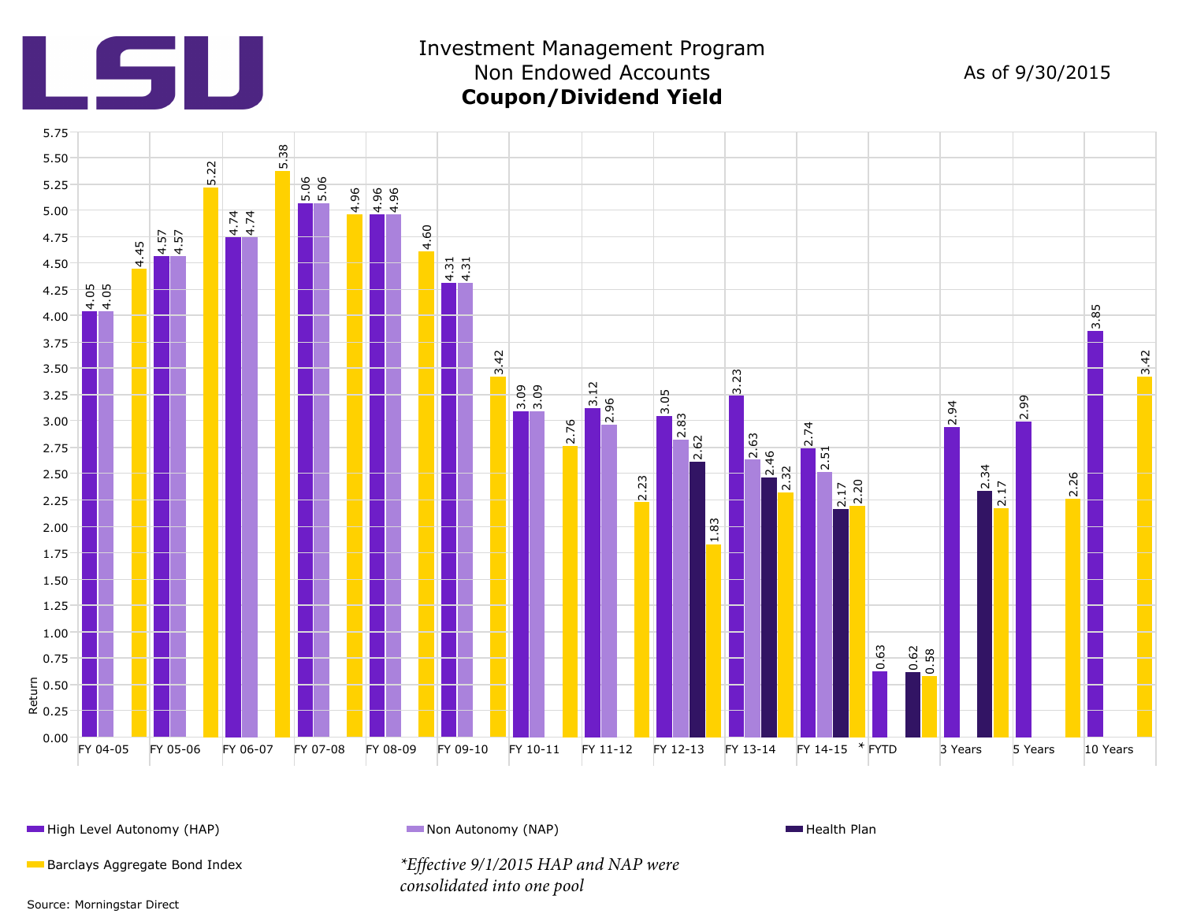# Investment Management Program
## Non Endowed Accounts
### **Coupon/Dividend Yield**

As of 9/30/2015

| Period | High Level Autonomy (HAP) | Non Autonomy (NAP) | Health Plan | Barclays Aggregate Bond Index |
| --- | --- | --- | --- | --- |
| FY 04-05 | 4.05 | 4.05 | | 4.45 |
| FY 05-06 | 4.57 | 4.57 | | 5.22 |
| FY 06-07 | 4.74 | 4.74 | | 5.38 |
| FY 07-08 | 5.06 | 5.06 | | 4.96 |
| FY 08-09 | 4.96 | 4.96 | | 4.60 |
| FY 09-10 | 4.31 | 4.31 | | 3.42 |
| FY 10-11 | 3.09 | 3.09 | | 2.76 |
| FY 11-12 | 3.12 | 2.96 | | 2.23 |
| FY 12-13 | 3.05 | 2.83 | 2.62 | 1.83 |
| FY 13-14 | 3.23 | 2.63 | 2.46 | 2.32 |
| FY 14-15 | 2.74 | 2.51 | 2.17 | 2.20 |
| * FYTD | 0.63 | | 0.62 | 0.58 |
| 3 Years | 2.94 | | 2.34 | 2.17 |
| 5 Years | 2.99 | | | 2.26 |
| 10 Years | 3.85 | | | 3.42 |

*Effective 9/1/2015 HAP and NAP were consolidated into one pool*

Source: Morningstar Direct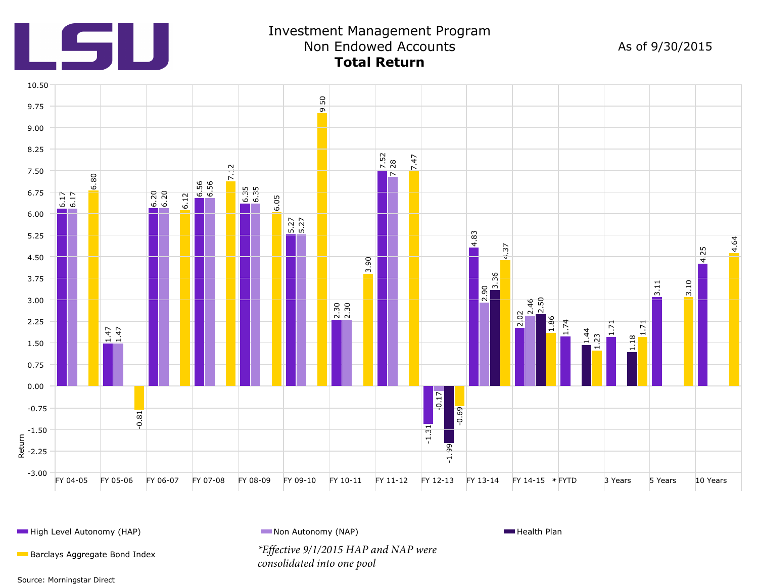LSU

# Investment Management Program
## Non Endowed Accounts
## **Total Return**

As of 9/30/2015

Return

10.50
9.75
9.00
8.25
7.50
6.75
6.00
5.25
4.50
3.75
3.00
2.25
1.50
0.75
0.00
-0.75
-1.50
-2.25
-3.00

FY 04-05: 6.17, 6.17, 6.80
FY 05-06: 1.47, 1.47, -0.81
FY 06-07: 6.20, 6.20, 6.12
FY 07-08: 6.56, 6.56, 7.12
FY 08-09: 6.35, 6.35, 6.05
FY 09-10: 5.27, 5.27, 9.50
FY 10-11: 2.30, 2.30, 3.90
FY 11-12: 7.52, 7.28, 7.47
FY 12-13: -1.31, -0.17, -1.99, -0.69
FY 13-14: 4.83, 2.90, 3.36, 4.37
FY 14-15: 2.02, 2.46, 2.50, 1.86
* FYTD: 1.74, 1.44, 1.23
3 Years: 1.71, 1.18, 1.71
5 Years: 3.11, 3.10
10 Years: 4.25, 4.64

High Level Autonomy (HAP)
Non Autonomy (NAP)
Health Plan
Barclays Aggregate Bond Index

*Effective 9/1/2015 HAP and NAP were consolidated into one pool*

Source: Morningstar Direct